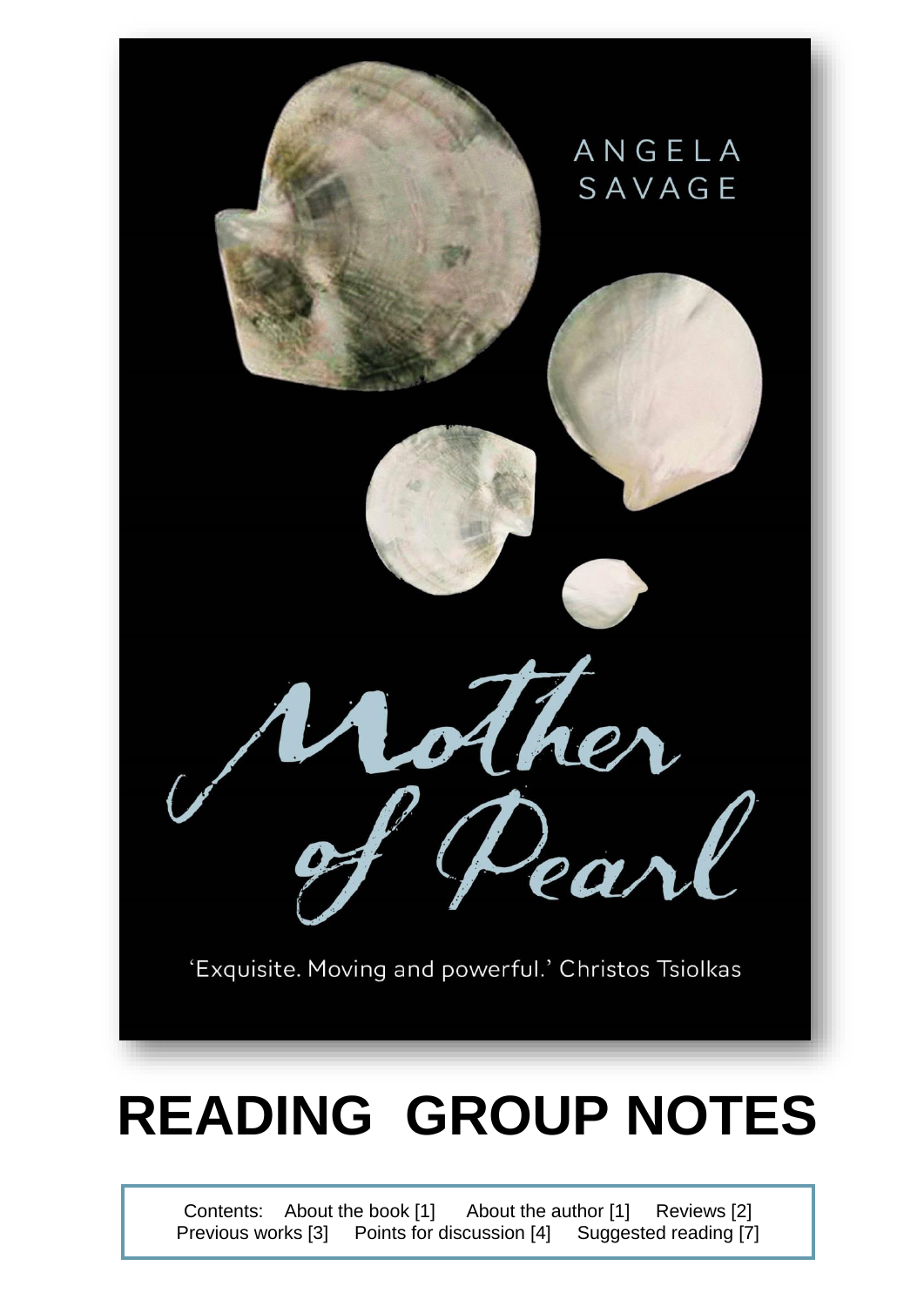ANGELA SAVAGE

Mother of Pearl

'Exquisite. Moving and powerful.' Christos Tsiolkas

# READING GROUP NOTES

Contents: About the book [1] About the author [1] Reviews [2] Previous works [3] Points for discussion [4] Suggested reading [7]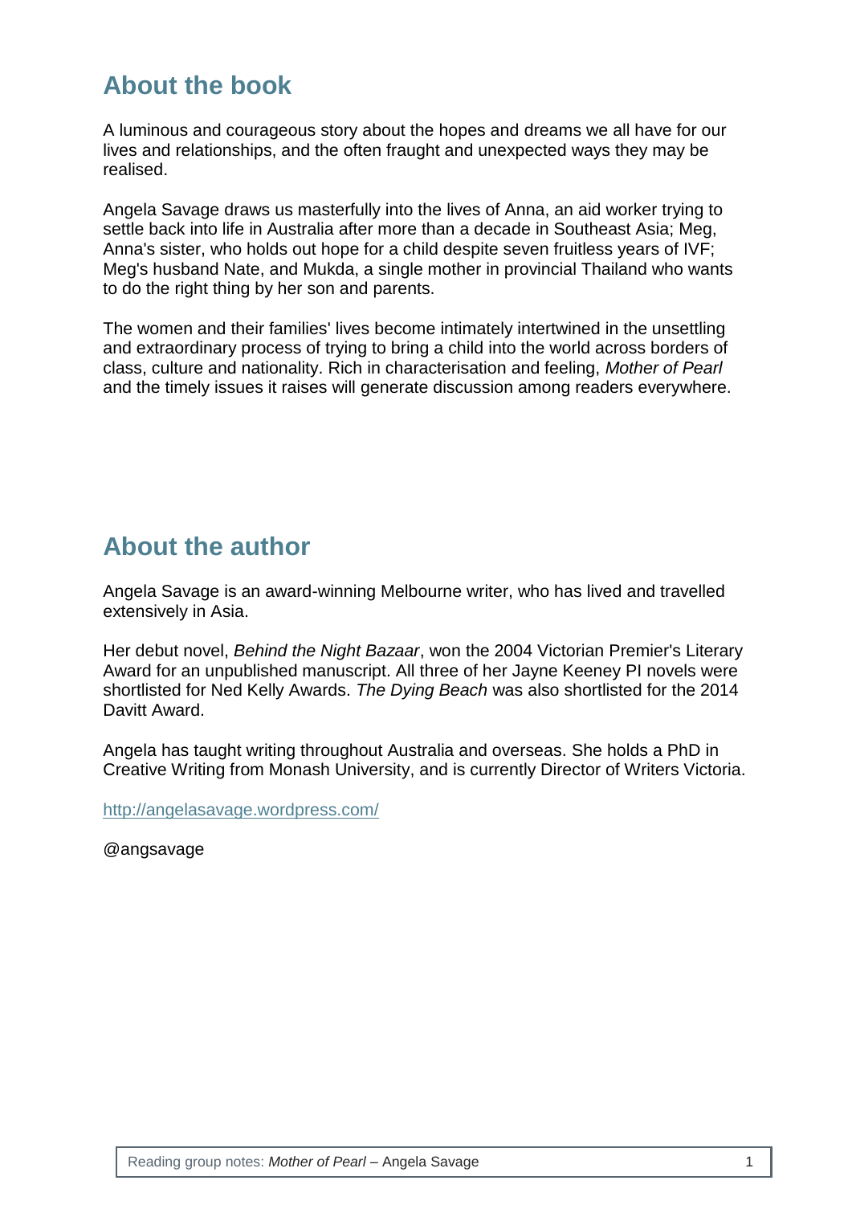## About the book

A luminous and courageous story about the hopes and dreams we all have for our lives and relationships, and the often fraught and unexpected ways they may be realised.

Angela Savage draws us masterfully into the lives of Anna, an aid worker trying to settle back into life in Australia after more than a decade in Southeast Asia; Meg, Anna's sister, who holds out hope for a child despite seven fruitless years of IVF; Meg's husband Nate, and Mukda, a single mother in provincial Thailand who wants to do the right thing by her son and parents.

The women and their families' lives become intimately intertwined in the unsettling and extraordinary process of trying to bring a child into the world across borders of class, culture and nationality. Rich in characterisation and feeling, *Mother of Pearl* and the timely issues it raises will generate discussion among readers everywhere.

## About the author

Angela Savage is an award-winning Melbourne writer, who has lived and travelled extensively in Asia.

Her debut novel, *Behind the Night Bazaar*, won the 2004 Victorian Premier's Literary Award for an unpublished manuscript. All three of her Jayne Keeney PI novels were shortlisted for Ned Kelly Awards. *The Dying Beach* was also shortlisted for the 2014 Davitt Award.

Angela has taught writing throughout Australia and overseas. She holds a PhD in Creative Writing from Monash University, and is currently Director of Writers Victoria.

[http://angelasavage.wordpress.com/](http://angelasavage.wordpress.com/)

@angsavage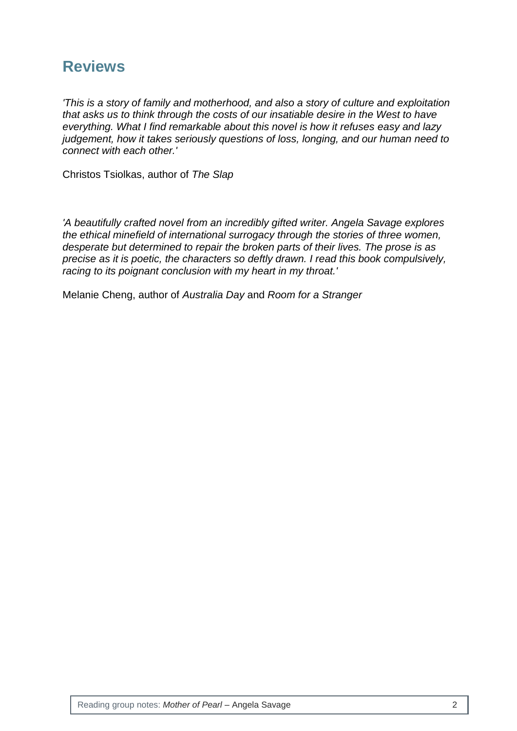## Reviews

*'This is a story of family and motherhood, and also a story of culture and exploitation that asks us to think through the costs of our insatiable desire in the West to have everything. What I find remarkable about this novel is how it refuses easy and lazy judgement, how it takes seriously questions of loss, longing, and our human need to connect with each other.'*

Christos Tsiolkas, author of *The Slap*

*'A beautifully crafted novel from an incredibly gifted writer. Angela Savage explores the ethical minefield of international surrogacy through the stories of three women, desperate but determined to repair the broken parts of their lives. The prose is as precise as it is poetic, the characters so deftly drawn. I read this book compulsively, racing to its poignant conclusion with my heart in my throat.'*

Melanie Cheng, author of *Australia Day* and *Room for a Stranger*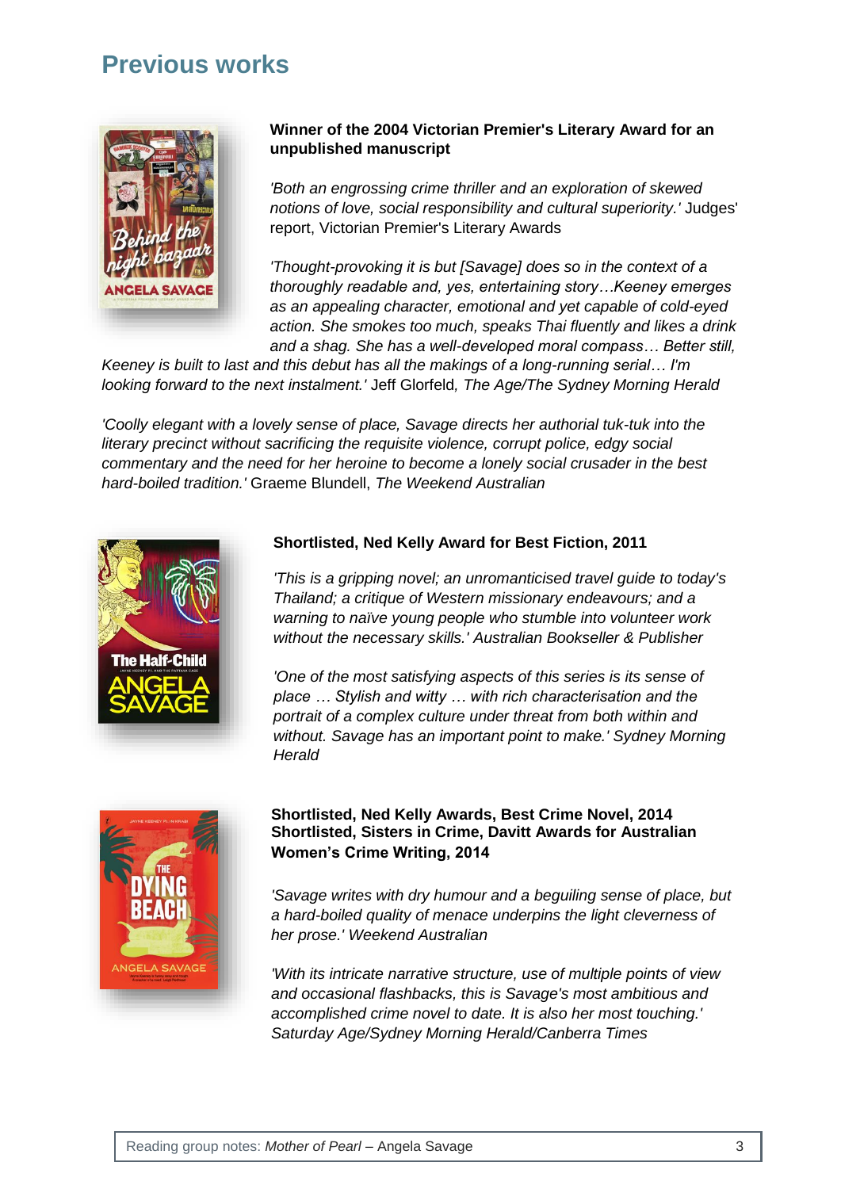## Previous works

**Winner of the 2004 Victorian Premier's Literary Award for an unpublished manuscript**

*'Both an engrossing crime thriller and an exploration of skewed notions of love, social responsibility and cultural superiority.'* Judges' report, Victorian Premier's Literary Awards

*'Thought-provoking it is but [Savage] does so in the context of a thoroughly readable and, yes, entertaining story…Keeney emerges as an appealing character, emotional and yet capable of cold-eyed action. She smokes too much, speaks Thai fluently and likes a drink and a shag. She has a well-developed moral compass… Better still, Keeney is built to last and this debut has all the makings of a long-running serial… I'm looking forward to the next instalment.'* Jeff Glorfeld, *The Age/The Sydney Morning Herald*

*'Coolly elegant with a lovely sense of place, Savage directs her authorial tuk-tuk into the literary precinct without sacrificing the requisite violence, corrupt police, edgy social commentary and the need for her heroine to become a lonely social crusader in the best hard-boiled tradition.'* Graeme Blundell, *The Weekend Australian*

**Shortlisted, Ned Kelly Award for Best Fiction, 2011**

*'This is a gripping novel; an unromanticised travel guide to today's Thailand; a critique of Western missionary endeavours; and a warning to naïve young people who stumble into volunteer work without the necessary skills.' Australian Bookseller & Publisher*

*'One of the most satisfying aspects of this series is its sense of place … Stylish and witty … with rich characterisation and the portrait of a complex culture under threat from both within and without. Savage has an important point to make.' Sydney Morning Herald*

**Shortlisted, Ned Kelly Awards, Best Crime Novel, 2014**
**Shortlisted, Sisters in Crime, Davitt Awards for Australian Women's Crime Writing, 2014**

*'Savage writes with dry humour and a beguiling sense of place, but a hard-boiled quality of menace underpins the light cleverness of her prose.' Weekend Australian*

*'With its intricate narrative structure, use of multiple points of view and occasional flashbacks, this is Savage's most ambitious and accomplished crime novel to date. It is also her most touching.' Saturday Age/Sydney Morning Herald/Canberra Times*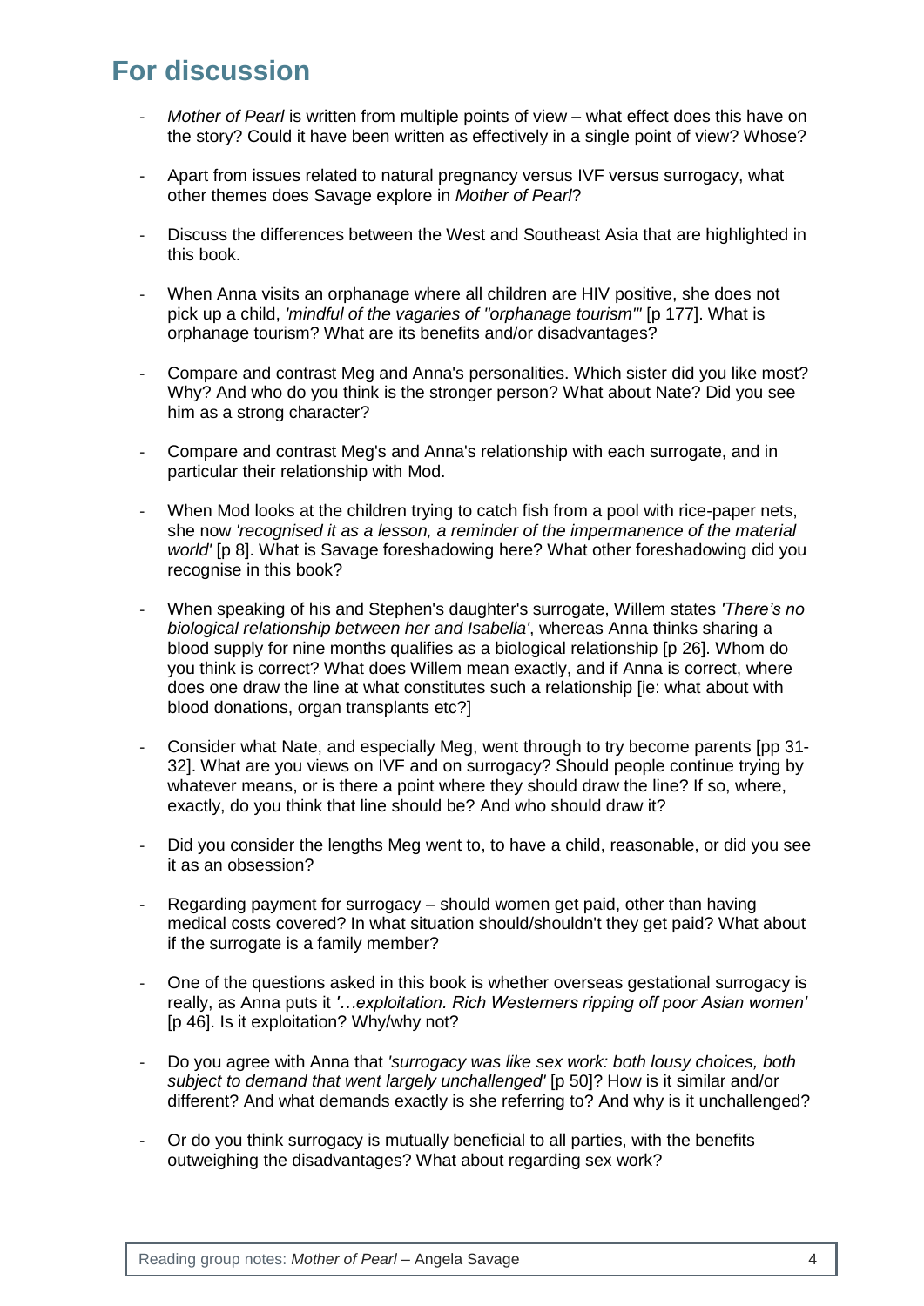## For discussion

- *Mother of Pearl* is written from multiple points of view – what effect does this have on the story? Could it have been written as effectively in a single point of view? Whose?
- Apart from issues related to natural pregnancy versus IVF versus surrogacy, what other themes does Savage explore in *Mother of Pearl*?
- Discuss the differences between the West and Southeast Asia that are highlighted in this book.
- When Anna visits an orphanage where all children are HIV positive, she does not pick up a child, *'mindful of the vagaries of "orphanage tourism"'* [p 177]. What is orphanage tourism? What are its benefits and/or disadvantages?
- Compare and contrast Meg and Anna's personalities. Which sister did you like most? Why? And who do you think is the stronger person? What about Nate? Did you see him as a strong character?
- Compare and contrast Meg's and Anna's relationship with each surrogate, and in particular their relationship with Mod.
- When Mod looks at the children trying to catch fish from a pool with rice-paper nets, she now *'recognised it as a lesson, a reminder of the impermanence of the material world'* [p 8]. What is Savage foreshadowing here? What other foreshadowing did you recognise in this book?
- When speaking of his and Stephen's daughter's surrogate, Willem states *'There's no biological relationship between her and Isabella'*, whereas Anna thinks sharing a blood supply for nine months qualifies as a biological relationship [p 26]. Whom do you think is correct? What does Willem mean exactly, and if Anna is correct, where does one draw the line at what constitutes such a relationship [ie: what about with blood donations, organ transplants etc?]
- Consider what Nate, and especially Meg, went through to try become parents [pp 31-32]. What are you views on IVF and on surrogacy? Should people continue trying by whatever means, or is there a point where they should draw the line? If so, where, exactly, do you think that line should be? And who should draw it?
- Did you consider the lengths Meg went to, to have a child, reasonable, or did you see it as an obsession?
- Regarding payment for surrogacy – should women get paid, other than having medical costs covered? In what situation should/shouldn't they get paid? What about if the surrogate is a family member?
- One of the questions asked in this book is whether overseas gestational surrogacy is really, as Anna puts it *'…exploitation. Rich Westerners ripping off poor Asian women'* [p 46]. Is it exploitation? Why/why not?
- Do you agree with Anna that *'surrogacy was like sex work: both lousy choices, both subject to demand that went largely unchallenged'* [p 50]? How is it similar and/or different? And what demands exactly is she referring to? And why is it unchallenged?
- Or do you think surrogacy is mutually beneficial to all parties, with the benefits outweighing the disadvantages? What about regarding sex work?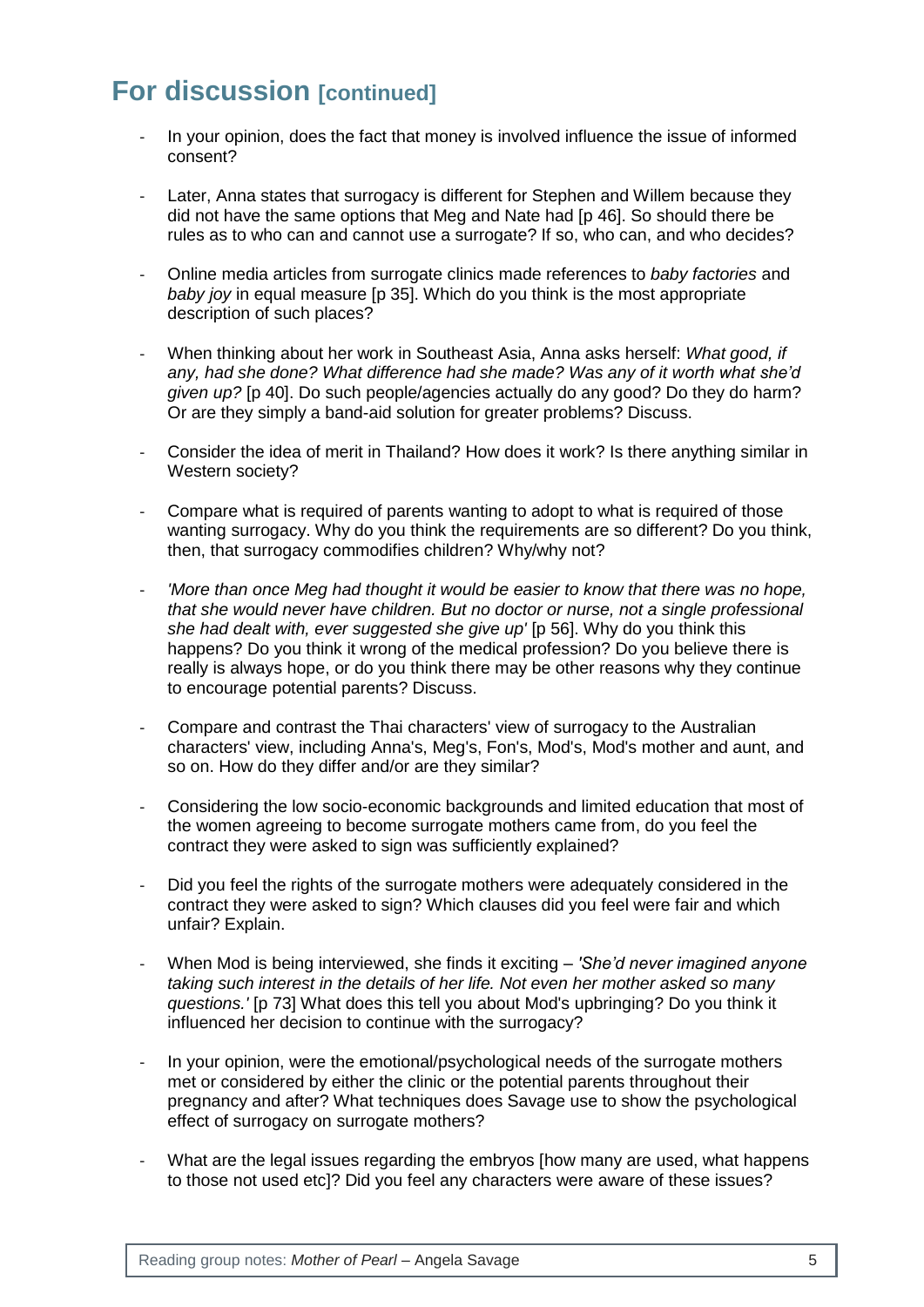## For discussion [continued]

- In your opinion, does the fact that money is involved influence the issue of informed consent?

- Later, Anna states that surrogacy is different for Stephen and Willem because they did not have the same options that Meg and Nate had [p 46]. So should there be rules as to who can and cannot use a surrogate? If so, who can, and who decides?

- Online media articles from surrogate clinics made references to *baby factories* and *baby joy* in equal measure [p 35]. Which do you think is the most appropriate description of such places?

- When thinking about her work in Southeast Asia, Anna asks herself: *What good, if any, had she done? What difference had she made? Was any of it worth what she'd given up?* [p 40]. Do such people/agencies actually do any good? Do they do harm? Or are they simply a band-aid solution for greater problems? Discuss.

- Consider the idea of merit in Thailand? How does it work? Is there anything similar in Western society?

- Compare what is required of parents wanting to adopt to what is required of those wanting surrogacy. Why do you think the requirements are so different? Do you think, then, that surrogacy commodifies children? Why/why not?

- *'More than once Meg had thought it would be easier to know that there was no hope, that she would never have children. But no doctor or nurse, not a single professional she had dealt with, ever suggested she give up'* [p 56]. Why do you think this happens? Do you think it wrong of the medical profession? Do you believe there is really is always hope, or do you think there may be other reasons why they continue to encourage potential parents? Discuss.

- Compare and contrast the Thai characters' view of surrogacy to the Australian characters' view, including Anna's, Meg's, Fon's, Mod's, Mod's mother and aunt, and so on. How do they differ and/or are they similar?

- Considering the low socio-economic backgrounds and limited education that most of the women agreeing to become surrogate mothers came from, do you feel the contract they were asked to sign was sufficiently explained?

- Did you feel the rights of the surrogate mothers were adequately considered in the contract they were asked to sign? Which clauses did you feel were fair and which unfair? Explain.

- When Mod is being interviewed, she finds it exciting – *'She'd never imagined anyone taking such interest in the details of her life. Not even her mother asked so many questions.'* [p 73] What does this tell you about Mod's upbringing? Do you think it influenced her decision to continue with the surrogacy?

- In your opinion, were the emotional/psychological needs of the surrogate mothers met or considered by either the clinic or the potential parents throughout their pregnancy and after? What techniques does Savage use to show the psychological effect of surrogacy on surrogate mothers?

- What are the legal issues regarding the embryos [how many are used, what happens to those not used etc]? Did you feel any characters were aware of these issues?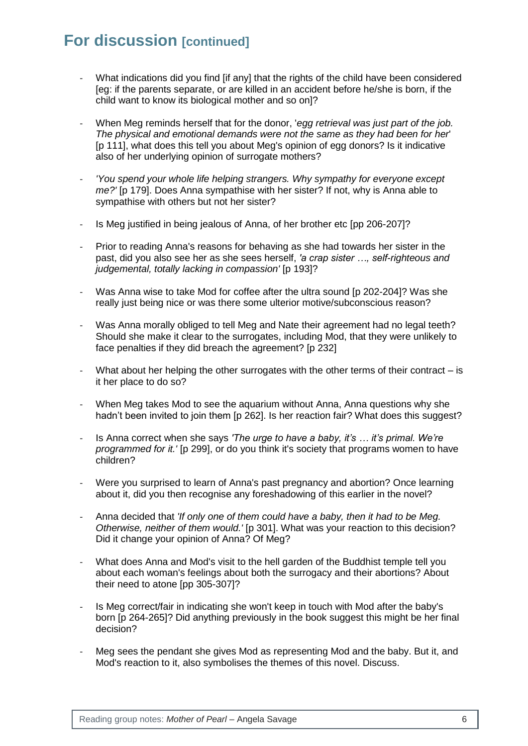## For discussion [continued]

- What indications did you find [if any] that the rights of the child have been considered [eg: if the parents separate, or are killed in an accident before he/she is born, if the child want to know its biological mother and so on]?

- When Meg reminds herself that for the donor, '*egg retrieval was just part of the job. The physical and emotional demands were not the same as they had been for her*' [p 111], what does this tell you about Meg's opinion of egg donors? Is it indicative also of her underlying opinion of surrogate mothers?

- *'You spend your whole life helping strangers. Why sympathy for everyone except me?'* [p 179]. Does Anna sympathise with her sister? If not, why is Anna able to sympathise with others but not her sister?

- Is Meg justified in being jealous of Anna, of her brother etc [pp 206-207]?

- Prior to reading Anna's reasons for behaving as she had towards her sister in the past, did you also see her as she sees herself, *'a crap sister …, self-righteous and judgemental, totally lacking in compassion'* [p 193]?

- Was Anna wise to take Mod for coffee after the ultra sound [p 202-204]? Was she really just being nice or was there some ulterior motive/subconscious reason?

- Was Anna morally obliged to tell Meg and Nate their agreement had no legal teeth? Should she make it clear to the surrogates, including Mod, that they were unlikely to face penalties if they did breach the agreement? [p 232]

- What about her helping the other surrogates with the other terms of their contract – is it her place to do so?

- When Meg takes Mod to see the aquarium without Anna, Anna questions why she hadn't been invited to join them [p 262]. Is her reaction fair? What does this suggest?

- Is Anna correct when she says *'The urge to have a baby, it's … it's primal. We're programmed for it.'* [p 299], or do you think it's society that programs women to have children?

- Were you surprised to learn of Anna's past pregnancy and abortion? Once learning about it, did you then recognise any foreshadowing of this earlier in the novel?

- Anna decided that *'If only one of them could have a baby, then it had to be Meg. Otherwise, neither of them would.'* [p 301]. What was your reaction to this decision? Did it change your opinion of Anna? Of Meg?

- What does Anna and Mod's visit to the hell garden of the Buddhist temple tell you about each woman's feelings about both the surrogacy and their abortions? About their need to atone [pp 305-307]?

- Is Meg correct/fair in indicating she won't keep in touch with Mod after the baby's born [p 264-265]? Did anything previously in the book suggest this might be her final decision?

- Meg sees the pendant she gives Mod as representing Mod and the baby. But it, and Mod's reaction to it, also symbolises the themes of this novel. Discuss.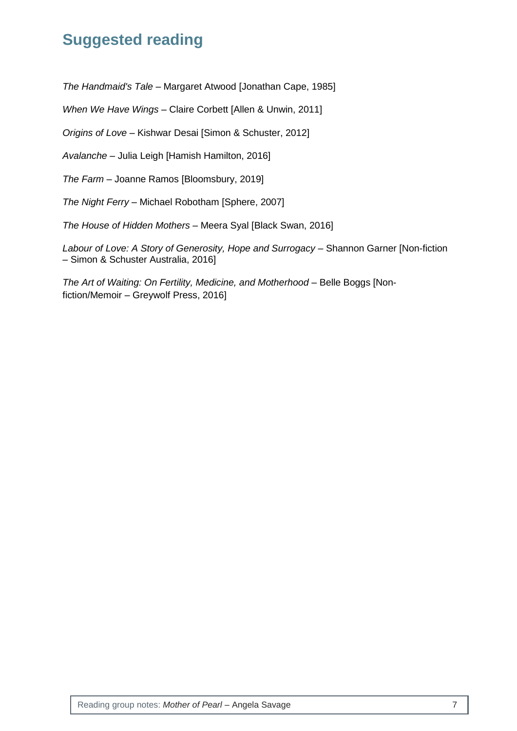## Suggested reading

*The Handmaid's Tale* – Margaret Atwood [Jonathan Cape, 1985]

*When We Have Wings* – Claire Corbett [Allen & Unwin, 2011]

*Origins of Love* – Kishwar Desai [Simon & Schuster, 2012]

*Avalanche* – Julia Leigh [Hamish Hamilton, 2016]

*The Farm* – Joanne Ramos [Bloomsbury, 2019]

*The Night Ferry* – Michael Robotham [Sphere, 2007]

*The House of Hidden Mothers* – Meera Syal [Black Swan, 2016]

*Labour of Love: A Story of Generosity, Hope and Surrogacy* – Shannon Garner [Non-fiction – Simon & Schuster Australia, 2016]

*The Art of Waiting: On Fertility, Medicine, and Motherhood* – Belle Boggs [Non-fiction/Memoir – Greywolf Press, 2016]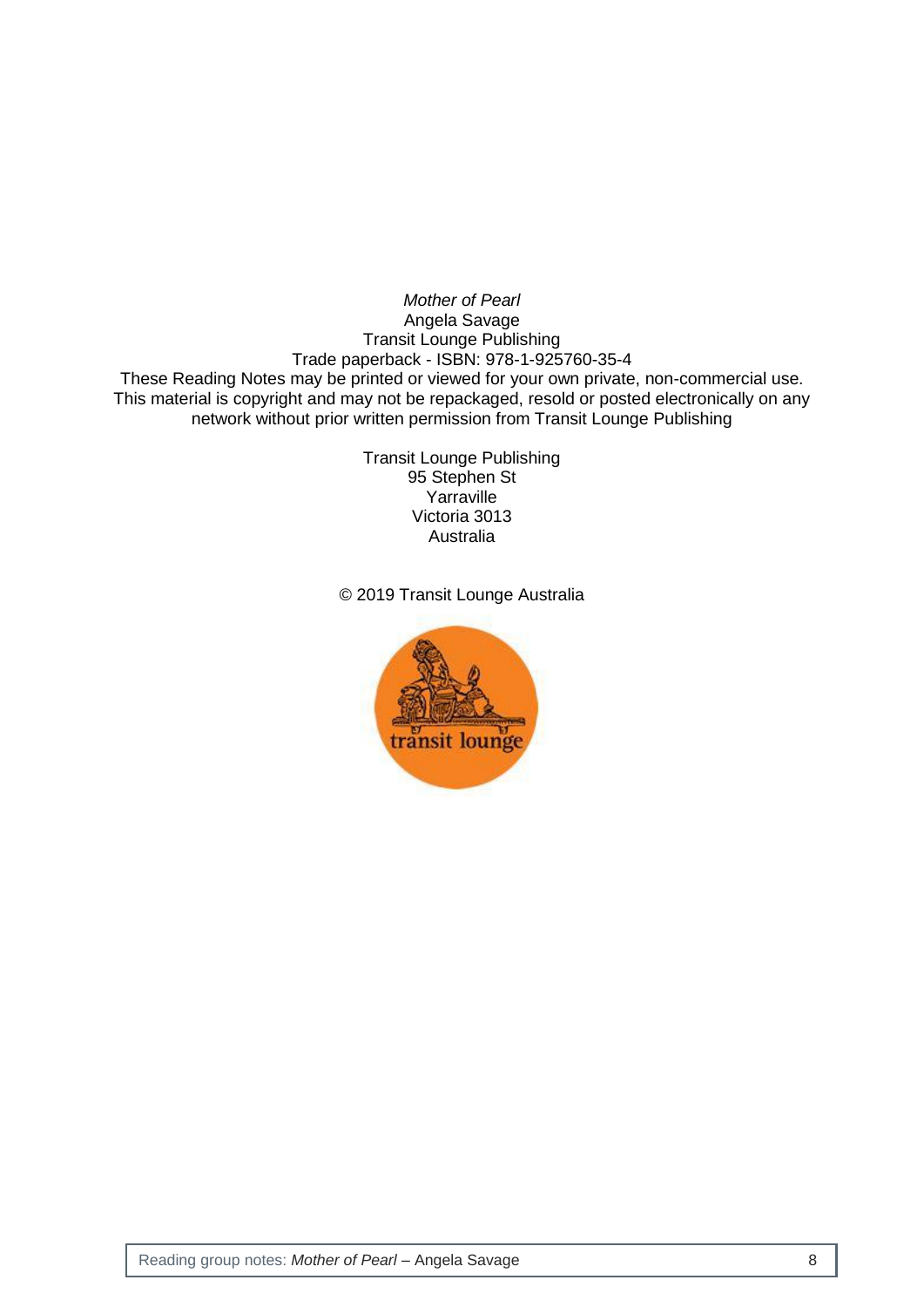*Mother of Pearl*
Angela Savage
Transit Lounge Publishing
Trade paperback - ISBN: 978-1-925760-35-4
These Reading Notes may be printed or viewed for your own private, non-commercial use.
This material is copyright and may not be repackaged, resold or posted electronically on any network without prior written permission from Transit Lounge Publishing

Transit Lounge Publishing
95 Stephen St
Yarraville
Victoria 3013
Australia

© 2019 Transit Lounge Australia

transit lounge